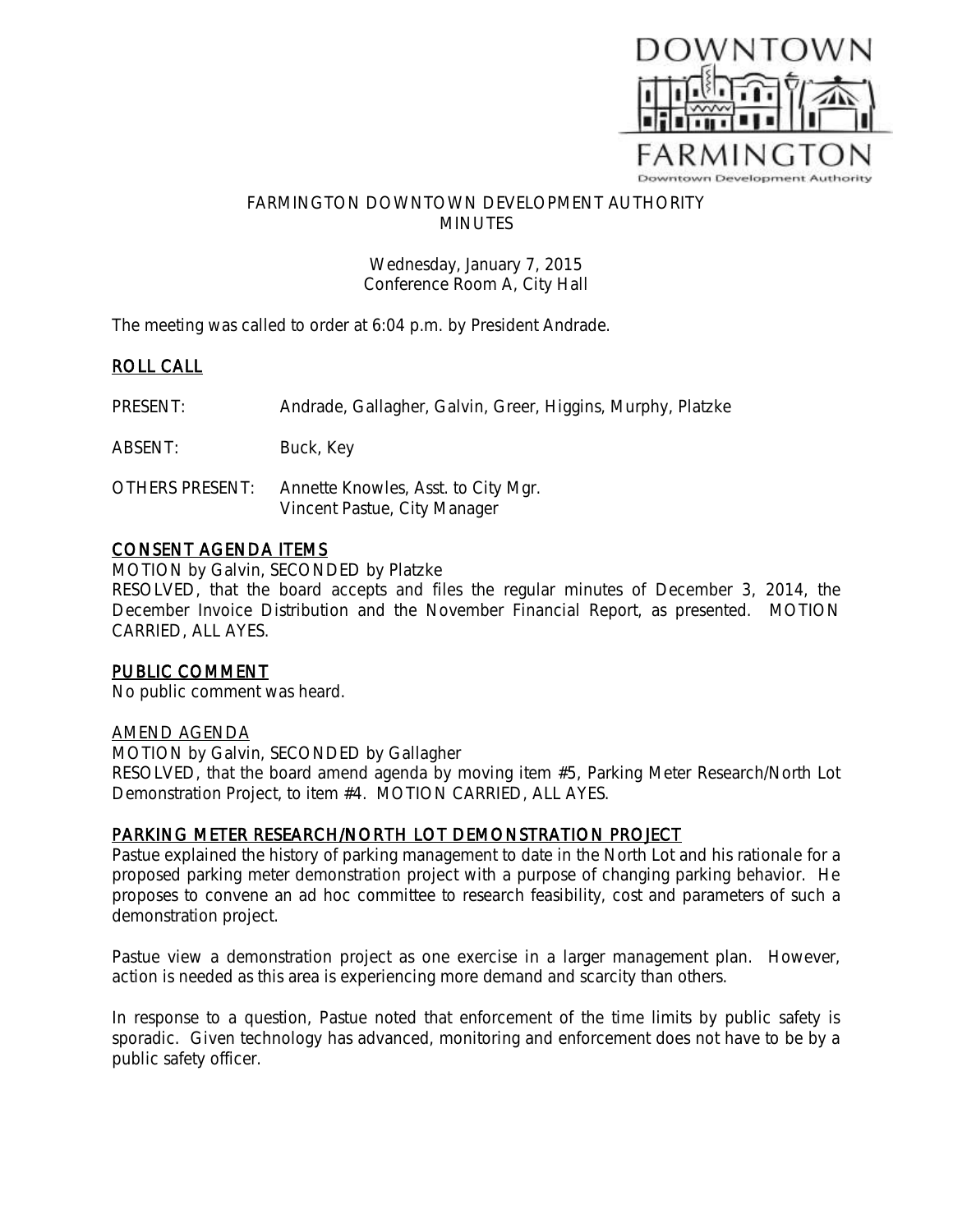# FARMINGTON DOWNTOWN DEVELOPMENT AUTHORITY
## MINUTES

Wednesday, January 7, 2015
Conference Room A, City Hall

The meeting was called to order at 6:04 p.m. by President Andrade.

## ROLL CALL

PRESENT: Andrade, Gallagher, Galvin, Greer, Higgins, Murphy, Platzke

ABSENT: Buck, Key

OTHERS PRESENT: Annette Knowles, Asst. to City Mgr.
Vincent Pastue, City Manager

## CONSENT AGENDA ITEMS

MOTION by Galvin, SECONDED by Platzke
RESOLVED, that the board accepts and files the regular minutes of December 3, 2014, the December Invoice Distribution and the November Financial Report, as presented. MOTION CARRIED, ALL AYES.

## PUBLIC COMMENT

No public comment was heard.

## AMEND AGENDA

MOTION by Galvin, SECONDED by Gallagher
RESOLVED, that the board amend agenda by moving item #5, Parking Meter Research/North Lot Demonstration Project, to item #4. MOTION CARRIED, ALL AYES.

## PARKING METER RESEARCH/NORTH LOT DEMONSTRATION PROJECT

Pastue explained the history of parking management to date in the North Lot and his rationale for a proposed parking meter demonstration project with a purpose of changing parking behavior. He proposes to convene an ad hoc committee to research feasibility, cost and parameters of such a demonstration project.

Pastue view a demonstration project as one exercise in a larger management plan. However, action is needed as this area is experiencing more demand and scarcity than others.

In response to a question, Pastue noted that enforcement of the time limits by public safety is sporadic. Given technology has advanced, monitoring and enforcement does not have to be by a public safety officer.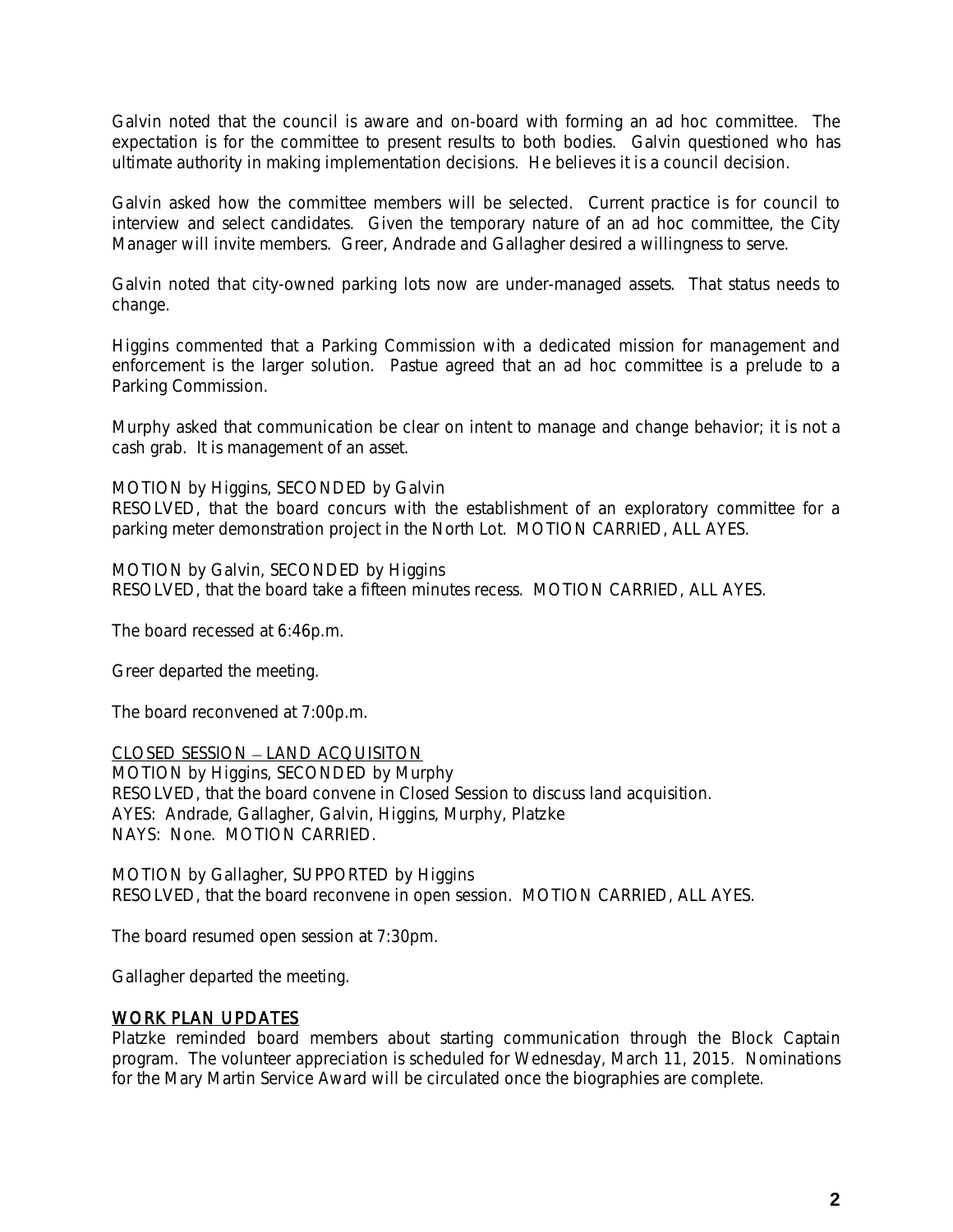Galvin noted that the council is aware and on-board with forming an ad hoc committee. The expectation is for the committee to present results to both bodies. Galvin questioned who has ultimate authority in making implementation decisions. He believes it is a council decision.

Galvin asked how the committee members will be selected. Current practice is for council to interview and select candidates. Given the temporary nature of an ad hoc committee, the City Manager will invite members. Greer, Andrade and Gallagher desired a willingness to serve.

Galvin noted that city-owned parking lots now are under-managed assets. That status needs to change.

Higgins commented that a Parking Commission with a dedicated mission for management and enforcement is the larger solution. Pastue agreed that an ad hoc committee is a prelude to a Parking Commission.

Murphy asked that communication be clear on intent to manage and change behavior; it is not a cash grab. It is management of an asset.

MOTION by Higgins, SECONDED by Galvin
RESOLVED, that the board concurs with the establishment of an exploratory committee for a parking meter demonstration project in the North Lot. MOTION CARRIED, ALL AYES.

MOTION by Galvin, SECONDED by Higgins
RESOLVED, that the board take a fifteen minutes recess. MOTION CARRIED, ALL AYES.

The board recessed at 6:46p.m.

Greer departed the meeting.

The board reconvened at 7:00p.m.

CLOSED SESSION – LAND ACQUISITON
MOTION by Higgins, SECONDED by Murphy
RESOLVED, that the board convene in Closed Session to discuss land acquisition.
AYES: Andrade, Gallagher, Galvin, Higgins, Murphy, Platzke
NAYS: None. MOTION CARRIED.

MOTION by Gallagher, SUPPORTED by Higgins
RESOLVED, that the board reconvene in open session. MOTION CARRIED, ALL AYES.

The board resumed open session at 7:30pm.

Gallagher departed the meeting.

## WORK PLAN UPDATES

Platzke reminded board members about starting communication through the Block Captain program. The volunteer appreciation is scheduled for Wednesday, March 11, 2015. Nominations for the Mary Martin Service Award will be circulated once the biographies are complete.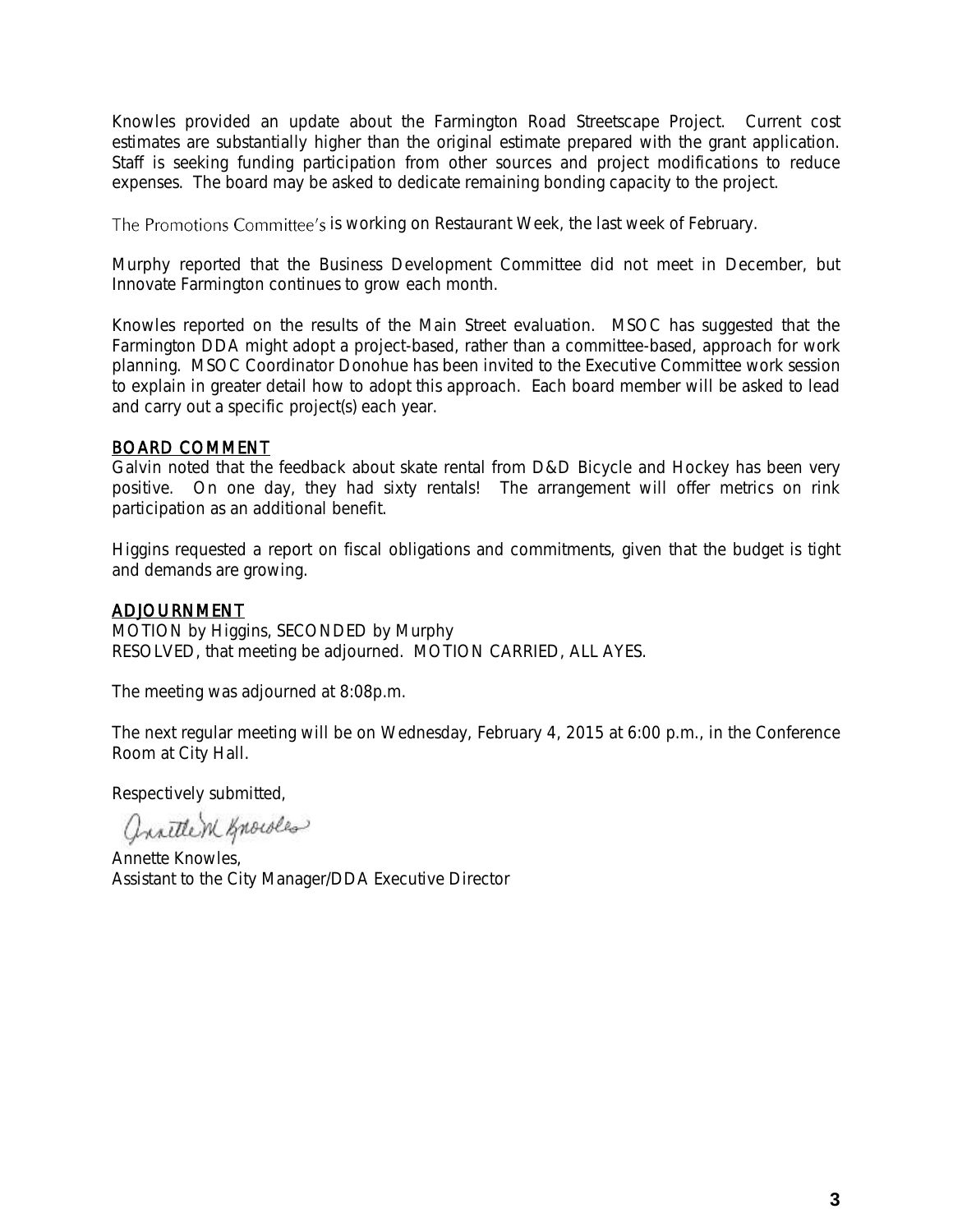Knowles provided an update about the Farmington Road Streetscape Project. Current cost estimates are substantially higher than the original estimate prepared with the grant application. Staff is seeking funding participation from other sources and project modifications to reduce expenses. The board may be asked to dedicate remaining bonding capacity to the project.

The Promotions Committee's is working on Restaurant Week, the last week of February.

Murphy reported that the Business Development Committee did not meet in December, but Innovate Farmington continues to grow each month.

Knowles reported on the results of the Main Street evaluation. MSOC has suggested that the Farmington DDA might adopt a project-based, rather than a committee-based, approach for work planning. MSOC Coordinator Donohue has been invited to the Executive Committee work session to explain in greater detail how to adopt this approach. Each board member will be asked to lead and carry out a specific project(s) each year.

## BOARD COMMENT

Galvin noted that the feedback about skate rental from D&D Bicycle and Hockey has been very positive. On one day, they had sixty rentals! The arrangement will offer metrics on rink participation as an additional benefit.

Higgins requested a report on fiscal obligations and commitments, given that the budget is tight and demands are growing.

## ADJOURNMENT

MOTION by Higgins, SECONDED by Murphy
RESOLVED, that meeting be adjourned. MOTION CARRIED, ALL AYES.

The meeting was adjourned at 8:08p.m.

The next regular meeting will be on Wednesday, February 4, 2015 at 6:00 p.m., in the Conference Room at City Hall.

Respectively submitted,

Annette M Knowles

Annette Knowles,
Assistant to the City Manager/DDA Executive Director